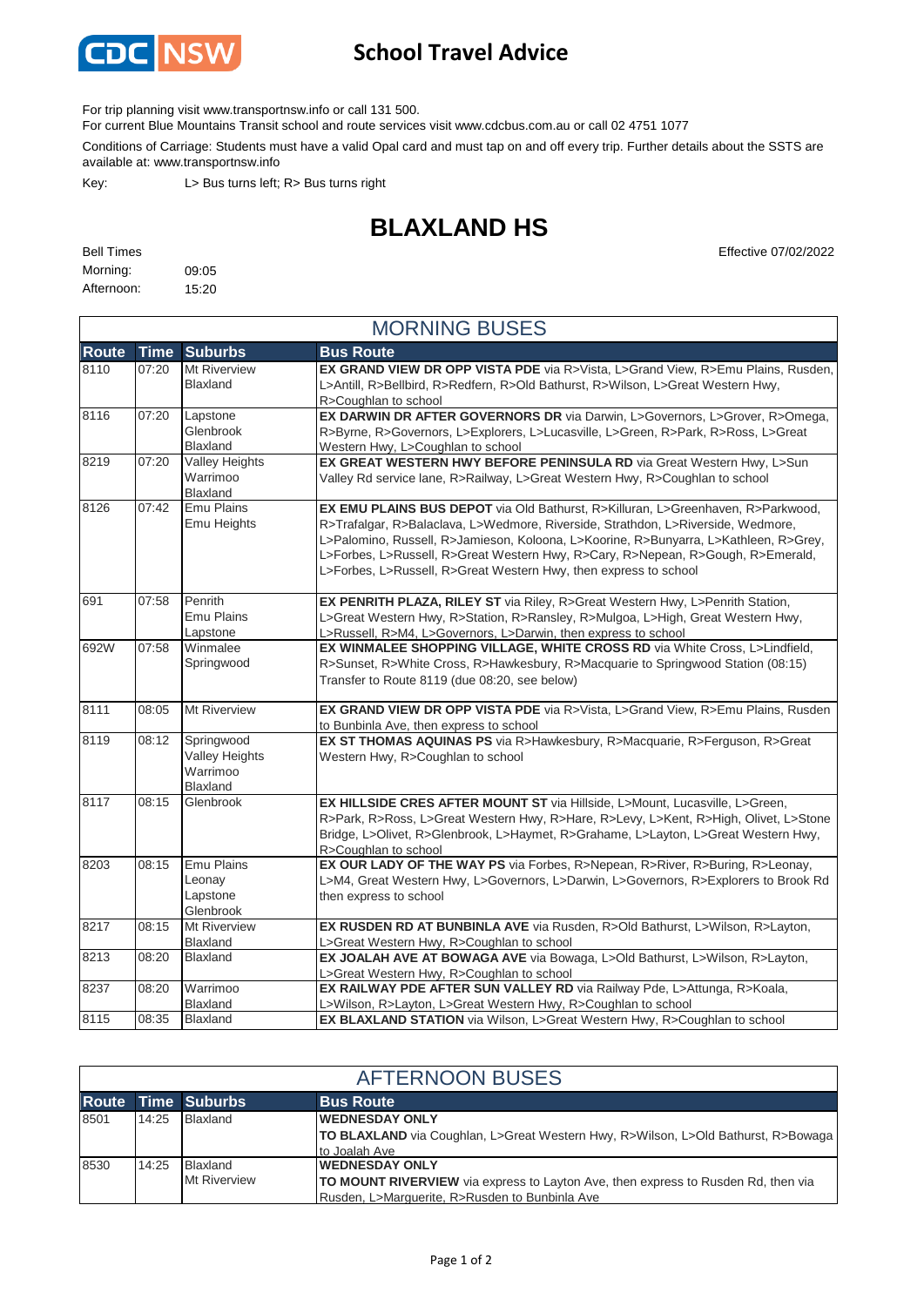CDC NSW

# School Travel Advice

For trip planning visit www.transportnsw.info or call 131 500.

For current Blue Mountains Transit school and route services visit www.cdcbus.com.au or call 02 4751 1077

Conditions of Carriage: Students must have a valid Opal card and must tap on and off every trip. Further details about the SSTS are available at: www.transportnsw.info

Key: L> Bus turns left; R> Bus turns right

## BLAXLAND HS

Effective 07/02/2022

Bell Times

Morning: 09:05

Afternoon: 15:20

### MORNING BUSES

| Route | Time | Suburbs | Bus Route |
|---|---|---|---|
| 8110 | 07:20 | Mt Riverview Blaxland | **EX GRAND VIEW DR OPP VISTA PDE** via Vista, L>Grand View, R>Emu Plains, Rusden, L>Antill, R>Bellbird, R>Redfern, R>Old Bathurst, R>Wilson, L>Great Western Hwy, R>Coughlan to school |
| 8116 | 07:20 | Lapstone Glenbrook Blaxland | **EX DARWIN DR AFTER GOVERNORS DR** via Darwin, L>Governors, L>Grover, R>Omega, R>Byrne, R>Governors, L>Explorers, L>Lucasville, L>Green, R>Park, R>Ross, L>Great Western Hwy, L>Coughlan to school |
| 8219 | 07:20 | Valley Heights Warrimoo Blaxland | **EX GREAT WESTERN HWY BEFORE PENINSULA RD** via Great Western Hwy, L>Sun Valley Rd service lane, R>Railway, L>Great Western Hwy, R>Coughlan to school |
| 8126 | 07:42 | Emu Plains Emu Heights | **EX EMU PLAINS BUS DEPOT** via Old Bathurst, R>Killuran, L>Greenhaven, R>Parkwood, R>Trafalgar, R>Balaclava, L>Wedmore, Riverside, Strathdon, L>Riverside, Wedmore, L>Palomino, Russell, R>Jamieson, Koloona, L>Koorine, R>Bunyarra, L>Kathleen, R>Grey, L>Forbes, L>Russell, R>Great Western Hwy, R>Cary, R>Nepean, R>Gough, R>Emerald, L>Forbes, L>Russell, R>Great Western Hwy, then express to school |
| 691 | 07:58 | Penrith Emu Plains Lapstone | **EX PENRITH PLAZA, RILEY ST** via Riley, R>Great Western Hwy, L>Penrith Station, L>Great Western Hwy, R>Station, R>Ransley, R>Mulgoa, L>High, Great Western Hwy, L>Russell, R>M4, L>Governors, L>Darwin, then express to school |
| 692W | 07:58 | Winmalee Springwood | **EX WINMALEE SHOPPING VILLAGE, WHITE CROSS RD** via White Cross, L>Lindfield, R>Sunset, R>White Cross, R>Hawkesbury, R>Macquarie to Springwood Station (08:15) Transfer to Route 8119 (due 08:20, see below) |
| 8111 | 08:05 | Mt Riverview | **EX GRAND VIEW DR OPP VISTA PDE** via R>Vista, L>Grand View, R>Emu Plains, Rusden to Bunbinla Ave, then express to school |
| 8119 | 08:12 | Springwood Valley Heights Warrimoo Blaxland | **EX ST THOMAS AQUINAS PS** via R>Hawkesbury, R>Macquarie, R>Ferguson, R>Great Western Hwy, R>Coughlan to school |
| 8117 | 08:15 | Glenbrook | **EX HILLSIDE CRES AFTER MOUNT ST** via Hillside, L>Mount, Lucasville, L>Green, R>Park, R>Ross, L>Great Western Hwy, R>Hare, R>Levy, L>Kent, R>High, Olivet, L>Stone Bridge, L>Olivet, R>Glenbrook, L>Haymet, R>Grahame, L>Layton, L>Great Western Hwy, R>Coughlan to school |
| 8203 | 08:15 | Emu Plains Leonay Lapstone Glenbrook | **EX OUR LADY OF THE WAY PS** via Forbes, R>Nepean, R>River, R>Buring, R>Leonay, L>M4, Great Western Hwy, L>Governors, L>Darwin, L>Governors, R>Explorers to Brook Rd then express to school |
| 8217 | 08:15 | Mt Riverview Blaxland | **EX RUSDEN RD AT BUNBINLA AVE** via Rusden, R>Old Bathurst, L>Wilson, R>Layton, L>Great Western Hwy, R>Coughlan to school |
| 8213 | 08:20 | Blaxland | **EX JOALAH AVE AT BOWAGA AVE** via Bowaga, L>Old Bathurst, L>Wilson, R>Layton, L>Great Western Hwy, R>Coughlan to school |
| 8237 | 08:20 | Warrimoo Blaxland | **EX RAILWAY PDE AFTER SUN VALLEY RD** via Railway Pde, L>Attunga, R>Koala, L>Wilson, R>Layton, L>Great Western Hwy, R>Coughlan to school |
| 8115 | 08:35 | Blaxland | **EX BLAXLAND STATION** via Wilson, L>Great Western Hwy, R>Coughlan to school |

### AFTERNOON BUSES

| Route | Time | Suburbs | Bus Route |
|---|---|---|---|
| 8501 | 14:25 | Blaxland | **WEDNESDAY ONLY** **TO BLAXLAND** via Coughlan, L>Great Western Hwy, R>Wilson, L>Old Bathurst, R>Bowaga to Joalah Ave |
| 8530 | 14:25 | Blaxland Mt Riverview | **WEDNESDAY ONLY** **TO MOUNT RIVERVIEW** via express to Layton Ave, then express to Rusden Rd, then via Rusden, L>Marguerite, R>Rusden to Bunbinla Ave |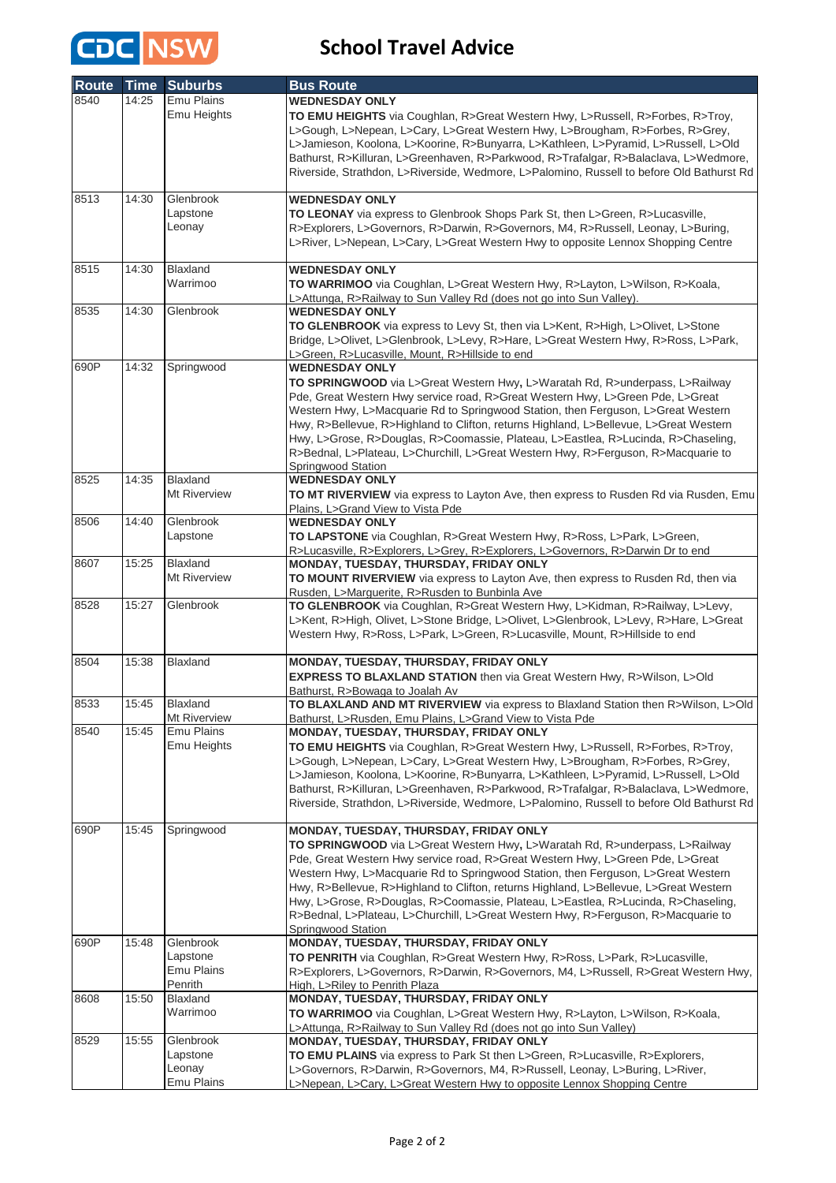# School Travel Advice

| Route | Time | Suburbs | Bus Route |
|---|---|---|---|
| 8540 | 14:25 | Emu Plains<br>Emu Heights | **WEDNESDAY ONLY**<br>**TO EMU HEIGHTS** via Coughlan, R>Great Western Hwy, L>Russell, R>Forbes, R>Troy, L>Gough, L>Nepean, L>Cary, L>Great Western Hwy, L>Brougham, R>Forbes, R>Grey, L>Jamieson, Koolona, L>Koorine, R>Bunyarra, L>Kathleen, L>Pyramid, L>Russell, L>Old Bathurst, R>Killuran, L>Greenhaven, R>Parkwood, R>Trafalgar, R>Balaclava, L>Wedmore, Riverside, Strathdon, L>Riverside, Wedmore, L>Palomino, Russell to before Old Bathurst Rd |
| 8513 | 14:30 | Glenbrook<br>Lapstone<br>Leonay | **WEDNESDAY ONLY**<br>**TO LEONAY** via express to Glenbrook Shops Park St, then L>Green, R>Lucasville, R>Explorers, L>Governors, R>Darwin, R>Governors, M4, R>Russell, Leonay, L>Buring, L>River, L>Nepean, L>Cary, L>Great Western Hwy to opposite Lennox Shopping Centre |
| 8515 | 14:30 | Blaxland<br>Warrimoo | **WEDNESDAY ONLY**<br>**TO WARRIMOO** via Coughlan, L>Great Western Hwy, R>Layton, L>Wilson, R>Koala, L>Attunga, R>Railway to Sun Valley Rd (does not go into Sun Valley). |
| 8535 | 14:30 | Glenbrook | **WEDNESDAY ONLY**<br>**TO GLENBROOK** via express to Levy St, then via L>Kent, R>High, L>Olivet, L>Stone Bridge, L>Olivet, L>Glenbrook, L>Levy, R>Hare, L>Great Western Hwy, R>Ross, L>Park, L>Green, R>Lucasville, Mount, R>Hillside to end |
| 690P | 14:32 | Springwood | **WEDNESDAY ONLY**<br>**TO SPRINGWOOD** via L>Great Western Hwy, L>Waratah Rd, R>underpass, L>Railway Pde, Great Western Hwy service road, R>Great Western Hwy, L>Green Pde, L>Great Western Hwy, L>Macquarie Rd to Springwood Station, then Ferguson, L>Great Western Hwy, R>Bellevue, R>Highland to Clifton, returns Highland, L>Bellevue, L>Great Western Hwy, L>Grose, R>Douglas, R>Coomassie, Plateau, L>Eastlea, R>Lucinda, R>Chaseling, R>Bednal, L>Plateau, L>Churchill, L>Great Western Hwy, R>Ferguson, R>Macquarie to Springwood Station |
| 8525 | 14:35 | Blaxland<br>Mt Riverview | **WEDNESDAY ONLY**<br>**TO MT RIVERVIEW** via express to Layton Ave, then express to Rusden Rd via Rusden, Emu Plains, L>Grand View to Vista Pde |
| 8506 | 14:40 | Glenbrook<br>Lapstone | **WEDNESDAY ONLY**<br>**TO LAPSTONE** via Coughlan, R>Great Western Hwy, R>Ross, L>Park, L>Green, R>Lucasville, R>Explorers, L>Grey, R>Explorers, L>Governors, R>Darwin Dr to end |
| 8607 | 15:25 | Blaxland<br>Mt Riverview | **MONDAY, TUESDAY, THURSDAY, FRIDAY ONLY**<br>**TO MOUNT RIVERVIEW** via express to Layton Ave, then express to Rusden Rd, then via Rusden, L>Marguerite, R>Rusden to Bunbinla Ave |
| 8528 | 15:27 | Glenbrook | **TO GLENBROOK** via Coughlan, R>Great Western Hwy, L>Kidman, R>Railway, L>Levy, L>Kent, R>High, Olivet, L>Stone Bridge, L>Olivet, L>Glenbrook, L>Levy, R>Hare, L>Great Western Hwy, R>Ross, L>Park, L>Green, R>Lucasville, Mount, R>Hillside to end |
| 8504 | 15:38 | Blaxland | **MONDAY, TUESDAY, THURSDAY, FRIDAY ONLY**<br>**EXPRESS TO BLAXLAND STATION** then via Great Western Hwy, R>Wilson, L>Old Bathurst, R>Bowaga to Joalah Av |
| 8533 | 15:45 | Blaxland<br>Mt Riverview | **TO BLAXLAND AND MT RIVERVIEW** via express to Blaxland Station then R>Wilson, L>Old Bathurst, L>Rusden, Emu Plains, L>Grand View to Vista Pde |
| 8540 | 15:45 | Emu Plains<br>Emu Heights | **MONDAY, TUESDAY, THURSDAY, FRIDAY ONLY**<br>**TO EMU HEIGHTS** via Coughlan, R>Great Western Hwy, L>Russell, R>Forbes, R>Troy, L>Gough, L>Nepean, L>Cary, L>Great Western Hwy, L>Brougham, R>Forbes, R>Grey, L>Jamieson, Koolona, L>Koorine, R>Bunyarra, L>Kathleen, L>Pyramid, L>Russell, L>Old Bathurst, R>Killuran, L>Greenhaven, R>Parkwood, R>Trafalgar, R>Balaclava, L>Wedmore, Riverside, Strathdon, L>Riverside, Wedmore, L>Palomino, Russell to before Old Bathurst Rd |
| 690P | 15:45 | Springwood | **MONDAY, TUESDAY, THURSDAY, FRIDAY ONLY**<br>**TO SPRINGWOOD** via L>Great Western Hwy, L>Waratah Rd, R>underpass, L>Railway Pde, Great Western Hwy service road, R>Great Western Hwy, L>Green Pde, L>Great Western Hwy, L>Macquarie Rd to Springwood Station, then Ferguson, L>Great Western Hwy, R>Bellevue, R>Highland to Clifton, returns Highland, L>Bellevue, L>Great Western Hwy, L>Grose, R>Douglas, R>Coomassie, Plateau, L>Eastlea, R>Lucinda, R>Chaseling, R>Bednal, L>Plateau, L>Churchill, L>Great Western Hwy, R>Ferguson, R>Macquarie to Springwood Station |
| 690P | 15:48 | Glenbrook<br>Lapstone<br>Emu Plains<br>Penrith | **MONDAY, TUESDAY, THURSDAY, FRIDAY ONLY**<br>**TO PENRITH** via Coughlan, R>Great Western Hwy, R>Ross, L>Park, R>Lucasville, R>Explorers, L>Governors, R>Darwin, R>Governors, M4, L>Russell, R>Great Western Hwy, High, L>Riley to Penrith Plaza |
| 8608 | 15:50 | Blaxland<br>Warrimoo | **MONDAY, TUESDAY, THURSDAY, FRIDAY ONLY**<br>**TO WARRIMOO** via Coughlan, L>Great Western Hwy, R>Layton, L>Wilson, R>Koala, L>Attunga, R>Railway to Sun Valley Rd (does not go into Sun Valley) |
| 8529 | 15:55 | Glenbrook<br>Lapstone<br>Leonay<br>Emu Plains | **MONDAY, TUESDAY, THURSDAY, FRIDAY ONLY**<br>**TO EMU PLAINS** via express to Park St then L>Green, R>Lucasville, R>Explorers, L>Governors, R>Darwin, R>Governors, M4, R>Russell, Leonay, L>Buring, L>River, L>Nepean, L>Cary, L>Great Western Hwy to opposite Lennox Shopping Centre |